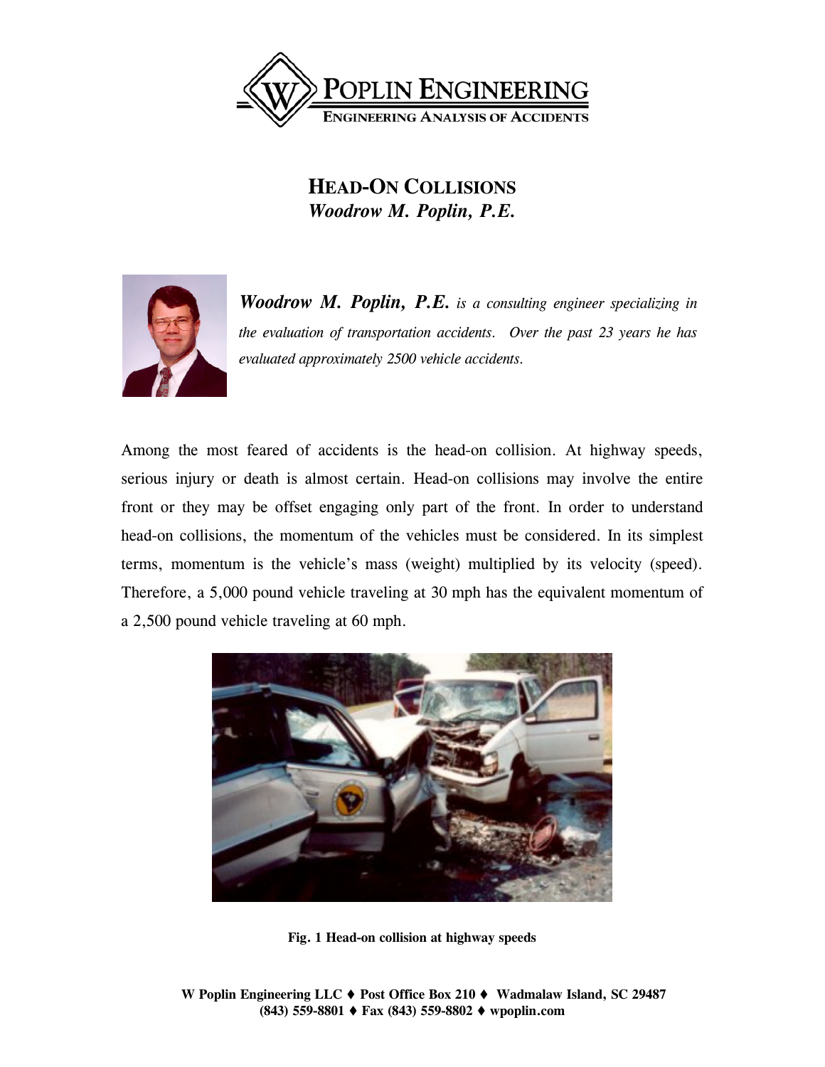# HEAD-ON COLLISIONS

***Woodrow M. Poplin, P.E.***

***Woodrow M. Poplin, P.E.*** *is a consulting engineer specializing in the evaluation of transportation accidents. Over the past 23 years he has evaluated approximately 2500 vehicle accidents.*

Among the most feared of accidents is the head-on collision. At highway speeds, serious injury or death is almost certain. Head-on collisions may involve the entire front or they may be offset engaging only part of the front. In order to understand head-on collisions, the momentum of the vehicles must be considered. In its simplest terms, momentum is the vehicle's mass (weight) multiplied by its velocity (speed). Therefore, a 5,000 pound vehicle traveling at 30 mph has the equivalent momentum of a 2,500 pound vehicle traveling at 60 mph.

**Fig. 1 Head-on collision at highway speeds**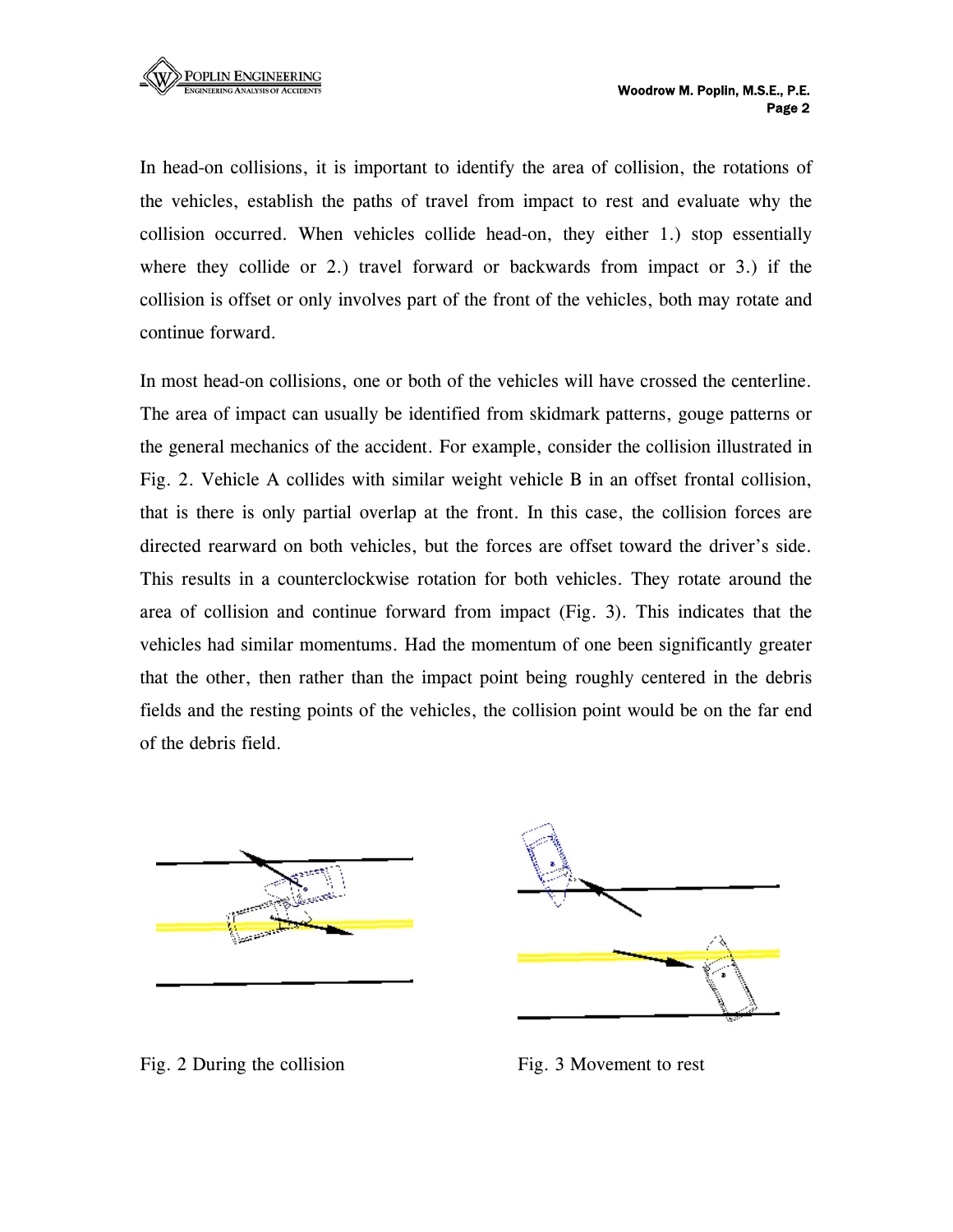In head-on collisions, it is important to identify the area of collision, the rotations of the vehicles, establish the paths of travel from impact to rest and evaluate why the collision occurred. When vehicles collide head-on, they either 1.) stop essentially where they collide or 2.) travel forward or backwards from impact or 3.) if the collision is offset or only involves part of the front of the vehicles, both may rotate and continue forward.

In most head-on collisions, one or both of the vehicles will have crossed the centerline. The area of impact can usually be identified from skidmark patterns, gouge patterns or the general mechanics of the accident. For example, consider the collision illustrated in Fig. 2. Vehicle A collides with similar weight vehicle B in an offset frontal collision, that is there is only partial overlap at the front. In this case, the collision forces are directed rearward on both vehicles, but the forces are offset toward the driver's side. This results in a counterclockwise rotation for both vehicles. They rotate around the area of collision and continue forward from impact (Fig. 3). This indicates that the vehicles had similar momentums. Had the momentum of one been significantly greater that the other, then rather than the impact point being roughly centered in the debris fields and the resting points of the vehicles, the collision point would be on the far end of the debris field.

Fig. 2 During the collision

Fig. 3 Movement to rest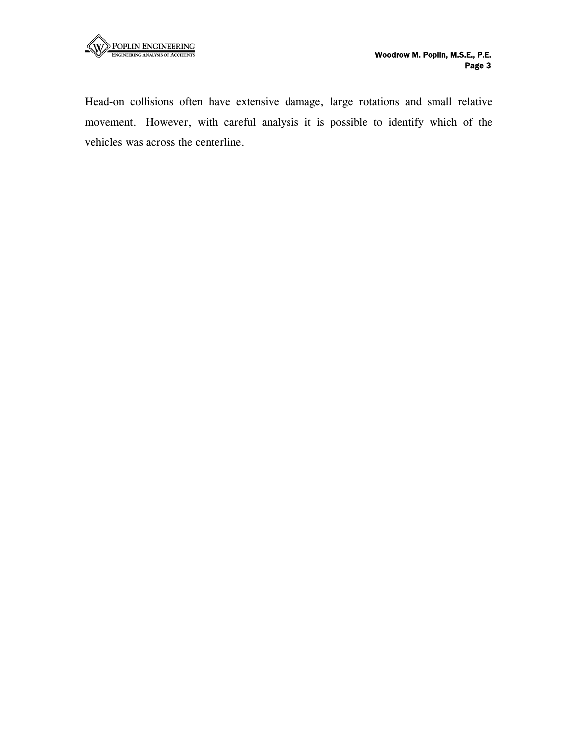Head-on collisions often have extensive damage, large rotations and small relative movement. However, with careful analysis it is possible to identify which of the vehicles was across the centerline.